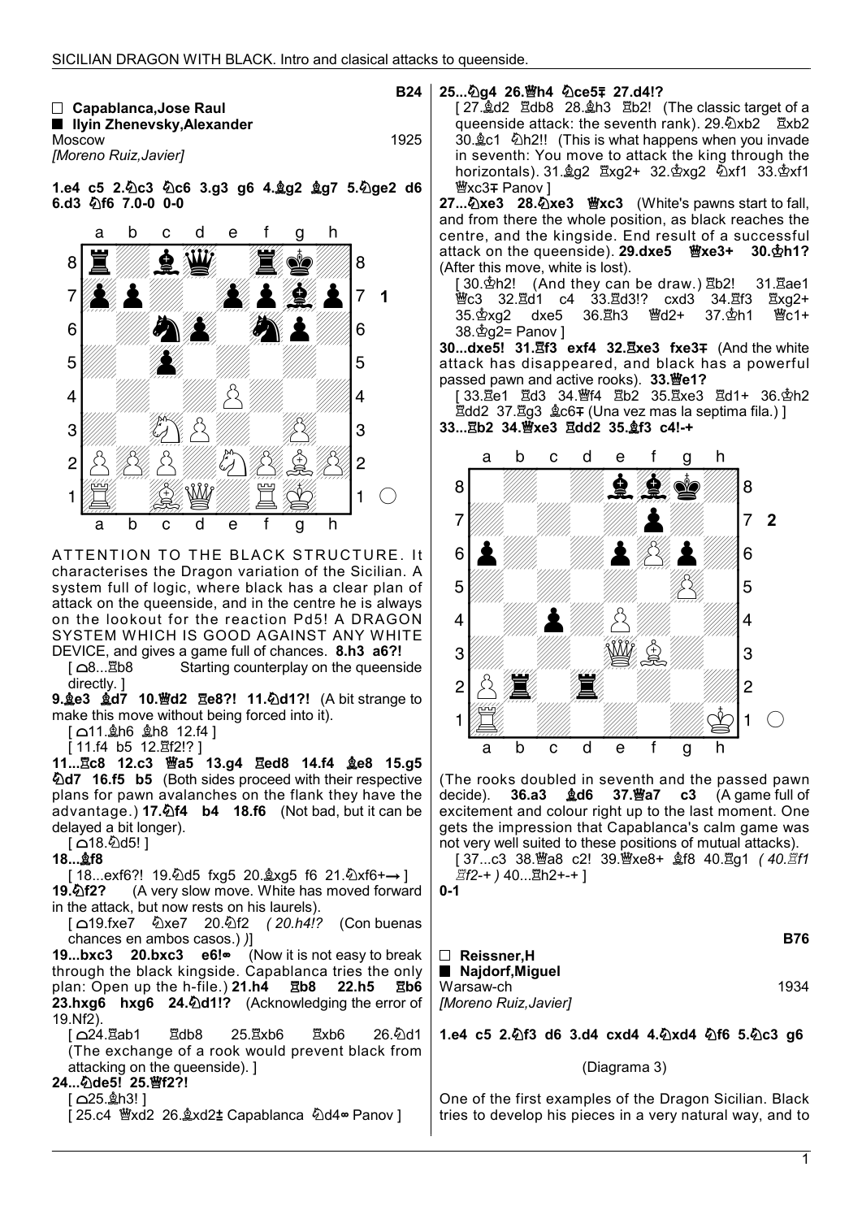**B24**

□ **Capablanca,Jose Raul**
■ **Ilyin Zhenevsky,Alexander**
Moscow 1925
*[Moreno Ruiz,Javier]*

**1.e4 c5 2.♘c3 ♘c6 3.g3 g6 4.♗g2 ♗g7 5.♘ge2 d6 6.d3 ♘f6 7.0-0 0-0**

ATTENTION TO THE BLACK STRUCTURE. It characterises the Dragon variation of the Sicilian. A system full of logic, where black has a clear plan of attack on the queenside, and in the centre he is always on the lookout for the reaction Pd5! A DRAGON SYSTEM WHICH IS GOOD AGAINST ANY WHITE DEVICE, and gives a game full of chances. **8.h3 a6?!**

[ ⌓8...♖b8 Starting counterplay on the queenside directly. ]

**9.♗e3 ♗d7 10.♕d2 ♖e8?! 11.♘d1?!** (A bit strange to make this move without being forced into it).

[ ⌓11.♗h6 ♗h8 12.f4 ]

[ 11.f4 b5 12.♖f2!? ]

**11...♖c8 12.c3 ♕a5 13.g4 ♖ed8 14.f4 ♗e8 15.g5 ♘d7 16.f5 b5** (Both sides proceed with their respective plans for pawn avalanches on the flank they have the advantage.) **17.♘f4 b4 18.f6** (Not bad, but it can be delayed a bit longer).

[ ⌓18.♘d5! ]

**18...♗f8**

[ 18...exf6?! 19.♘d5 fxg5 20.♗xg5 f6 21.♘xf6+→ ]

**19.♘f2?** (A very slow move. White has moved forward in the attack, but now rests on his laurels).

[ ⌓19.fxe7 ♘xe7 20.♘f2 *( 20.h4!?* (Con buenas chances en ambos casos.) *)*]

**19...bxc3 20.bxc3 e6!∞** (Now it is not easy to break through the black kingside. Capablanca tries the only plan: Open up the h-file.) **21.h4 ♖b8 22.h5 ♖b6 23.hxg6 hxg6 24.♘d1!?** (Acknowledging the error of 19.Nf2).

[ ⌓24.♖ab1 ♖db8 25.♖xb6 ♖xb6 26.♘d1 (The exchange of a rook would prevent black from attacking on the queenside). ]

**24...♘de5! 25.♕f2?!**

[ ⌓25.♗h3! ]

[ 25.c4 ♕xd2 26.♗xd2⩲ Capablanca ♘d4∞ Panov ]

**25...♘g4 26.♕h4 ♘ce5∓ 27.d4!?**

[ 27.♗d2 ♖db8 28.♗h3 ♖b2! (The classic target of a queenside attack: the seventh rank). 29.♘xb2 ♖xb2 30.♗c1 ♘h2!! (This is what happens when you invade in seventh: You move to attack the king through the horizontals). 31.♗g2 ♖xg2+ 32.♔xg2 ♘xf1 33.♔xf1 ♕xc3∓ Panov ]

**27...♘xe3 28.♘xe3 ♕xc3** (White's pawns start to fall, and from there the whole position, as black reaches the centre, and the kingside. End result of a successful attack on the queenside). **29.dxe5 ♕xe3+ 30.♔h1?** (After this move, white is lost).

[ 30.♔h2! (And they can be draw.) ♖b2! 31.♖ae1 ♕c3 32.♖d1 c4 33.♖d3!? cxd3 34.♖f3 ♖xg2+ 35.♔xg2 dxe5 36.♖h3 ♕d2+ 37.♔h1 ♕c1+ 38.♔g2= Panov ]

**30...dxe5! 31.♖f3 exf4 32.♖xe3 fxe3∓** (And the white attack has disappeared, and black has a powerful passed pawn and active rooks). **33.♕e1?**

[ 33.♖e1 ♖d3 34.♕f4 ♖b2 35.♖xe3 ♖d1+ 36.♔h2 ♖dd2 37.♖g3 ♗c6∓ (Una vez mas la septima fila.) ]

**33...♖b2 34.♕xe3 ♖dd2 35.♗f3 c4!-+**

(The rooks doubled in seventh and the passed pawn decide). **36.a3 ♗d6 37.♕a7 c3** (A game full of excitement and colour right up to the last moment. One gets the impression that Capablanca's calm game was not very well suited to these positions of mutual attacks).

[ 37...c3 38.♕a8 c2! 39.♕xe8+ ♗f8 40.♖g1 *( 40.♖f1 ♖f2-+ )* 40...♖h2+-+ ]

**0-1**

**B76**

□ **Reissner,H**
■ **Najdorf,Miguel**
Warsaw-ch 1934
*[Moreno Ruiz,Javier]*

**1.e4 c5 2.♘f3 d6 3.d4 cxd4 4.♘xd4 ♘f6 5.♘c3 g6**

(Diagrama 3)

One of the first examples of the Dragon Sicilian. Black tries to develop his pieces in a very natural way, and to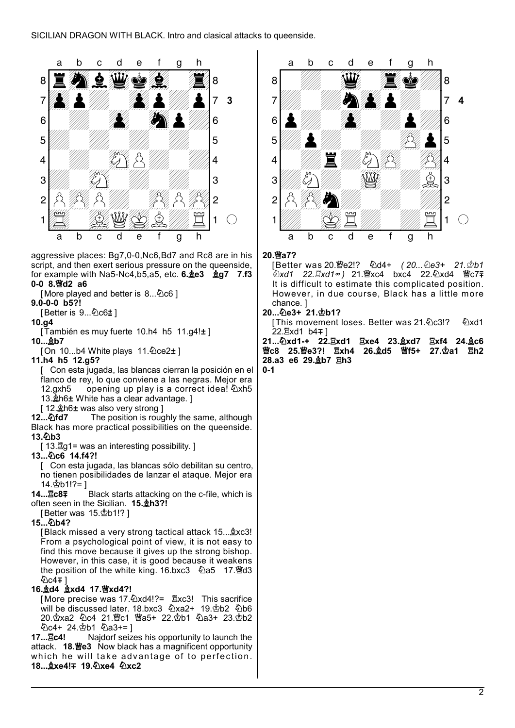aggressive places: Bg7,0-0,Nc6,Bd7 and Rc8 are in his script, and then exert serious pressure on the queenside, for example with Na5-Nc4,b5,a5, etc. **6.♗e3 ♗g7 7.f3 0-0 8.♕d2 a6**

[More played and better is 8...♘c6 ]

**9.0-0-0 b5?!**

[Better is 9...♘c6⩲ ]

**10.g4**

[También es muy fuerte 10.h4 h5 11.g4!± ]

**10...♗b7**

[On 10...b4 White plays 11.♘ce2± ]

**11.h4 h5 12.g5?**

[ Con esta jugada, las blancas cierran la posición en el flanco de rey, lo que conviene a las negras. Mejor era 12.gxh5 opening up play is a correct idea! ♘xh5 13.♗h6± White has a clear advantage. ]

[ 12.♗h6± was also very strong ]

**12...♘fd7** The position is roughly the same, although Black has more practical possibilities on the queenside. **13.♘b3**

[ 13.♖g1= was an interesting possibility. ]

**13...♘c6 14.f4?!**

[ Con esta jugada, las blancas sólo debilitan su centro, no tienen posibilidades de lanzar el ataque. Mejor era 14.♔b1!?= ]

**14...♖c8∓** Black starts attacking on the c-file, which is often seen in the Sicilian. **15.♗h3?!**

[Better was 15.♔b1!? ]

**15...♘b4?**

[Black missed a very strong tactical attack 15...♗xc3! From a psychological point of view, it is not easy to find this move because it gives up the strong bishop. However, in this case, it is good because it weakens the position of the white king. 16.bxc3 ♘a5 17.♕d3 ♘c4∓ ]

**16.♗d4 ♗xd4 17.♕xd4?!**

[More precise was 17.♘xd4!?= ♖xc3! This sacrifice will be discussed later. 18.bxc3 ♘xa2+ 19.♔b2 ♘b6 20.♔xa2 ♘c4 21.♕c1 ♕a5+ 22.♔b1 ♘a3+ 23.♔b2 ♘c4+ 24.♔b1 ♘a3+= ]

**17...♖c4!** Najdorf seizes his opportunity to launch the attack. **18.♕e3** Now black has a magnificent opportunity which he will take advantage of to perfection. **18...♗xe4!∓ 19.♘xe4 ♘xc2**

**20.♕a7?**

[Better was 20.♕e2!? ♘d4+ *( 20...♘e3+ 21.♔b1 ♘xd1 22.♖xd1∞ )* 21.♕xc4 bxc4 22.♘xd4 ♕c7∓ It is difficult to estimate this complicated position. However, in due course, Black has a little more chance. ]

**20...♘e3+ 21.♔b1?**

[This movement loses. Better was 21.♘c3!? ♘xd1 22.♖xd1 b4∓ ]

**21...♘xd1-+ 22.♖xd1 ♖xe4 23.♗xd7 ♖xf4 24.♗c6 ♕c8 25.♕e3?! ♖xh4 26.♗d5 ♕f5+ 27.♔a1 ♖h2 28.a3 e6 29.♗b7 ♖h3**

**0-1**